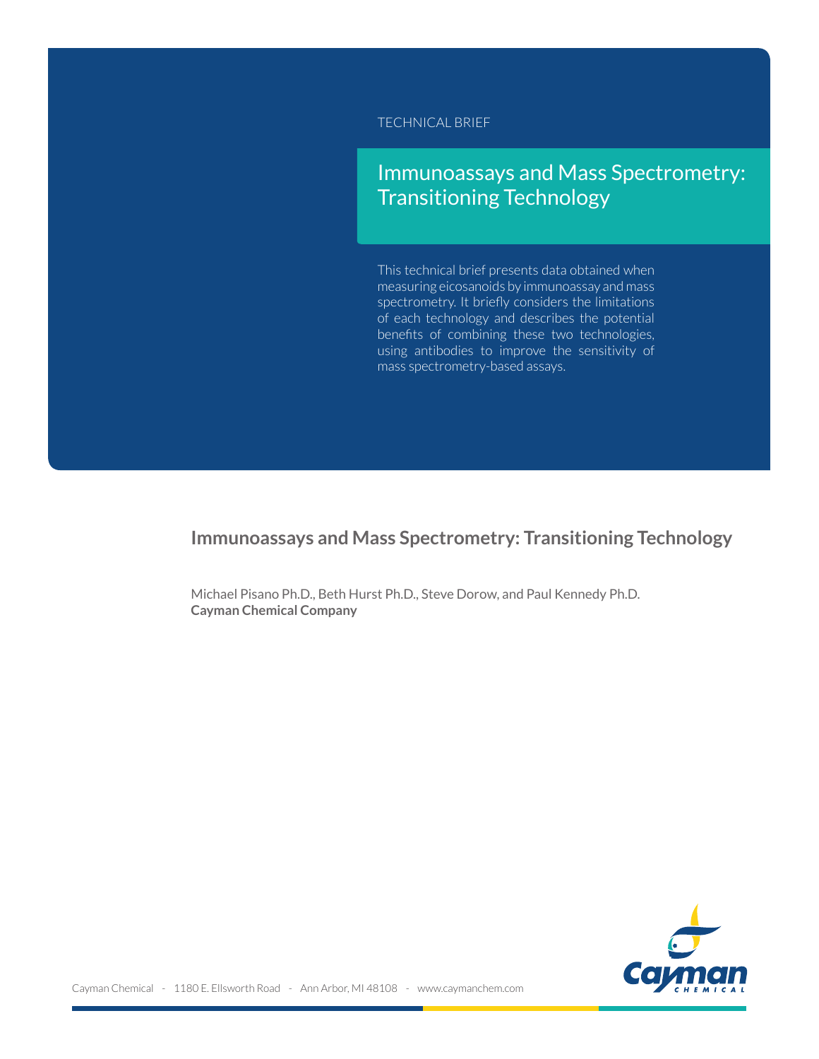TECHNICAL BRIEF

# Immunoassays and Mass Spectrometry: Transitioning Technology

This technical brief presents data obtained when measuring eicosanoids by immunoassay and mass spectrometry. It briefly considers the limitations of each technology and describes the potential benefits of combining these two technologies, using antibodies to improve the sensitivity of mass spectrometry-based assays.

## Immunoassays and Mass Spectrometry: Transitioning Technology

Michael Pisano Ph.D., Beth Hurst Ph.D., Steve Dorow, and Paul Kennedy Ph.D.
**Cayman Chemical Company**

Cayman Chemical - 1180 E. Ellsworth Road - Ann Arbor, MI 48108 - www.caymanchem.com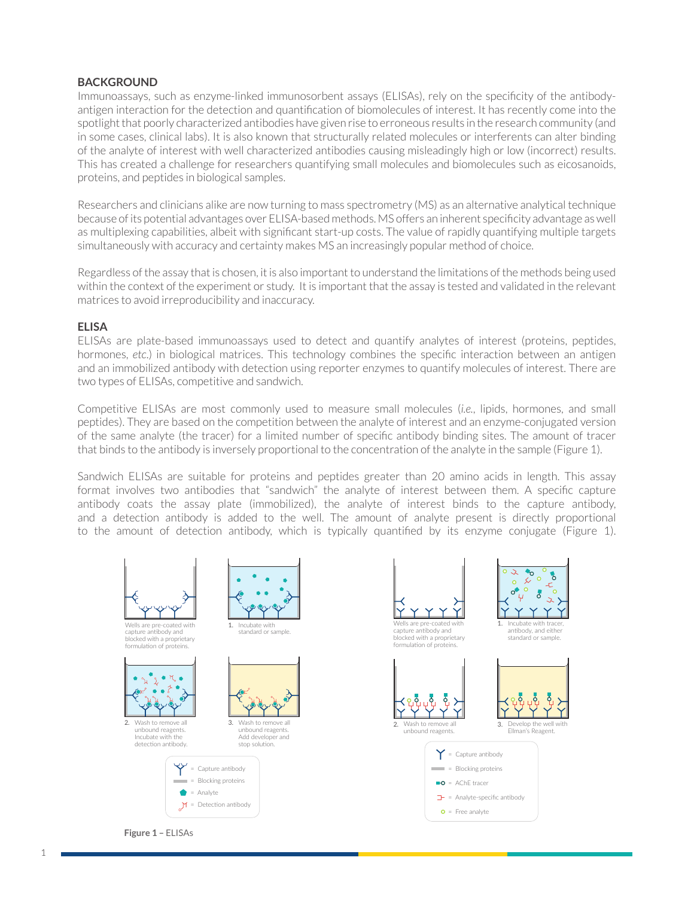## BACKGROUND

Immunoassays, such as enzyme-linked immunosorbent assays (ELISAs), rely on the specificity of the antibody-antigen interaction for the detection and quantification of biomolecules of interest. It has recently come into the spotlight that poorly characterized antibodies have given rise to erroneous results in the research community (and in some cases, clinical labs). It is also known that structurally related molecules or interferents can alter binding of the analyte of interest with well characterized antibodies causing misleadingly high or low (incorrect) results. This has created a challenge for researchers quantifying small molecules and biomolecules such as eicosanoids, proteins, and peptides in biological samples.

Researchers and clinicians alike are now turning to mass spectrometry (MS) as an alternative analytical technique because of its potential advantages over ELISA-based methods. MS offers an inherent specificity advantage as well as multiplexing capabilities, albeit with significant start-up costs. The value of rapidly quantifying multiple targets simultaneously with accuracy and certainty makes MS an increasingly popular method of choice.

Regardless of the assay that is chosen, it is also important to understand the limitations of the methods being used within the context of the experiment or study. It is important that the assay is tested and validated in the relevant matrices to avoid irreproducibility and inaccuracy.

## ELISA

ELISAs are plate-based immunoassays used to detect and quantify analytes of interest (proteins, peptides, hormones, *etc.*) in biological matrices. This technology combines the specific interaction between an antigen and an immobilized antibody with detection using reporter enzymes to quantify molecules of interest. There are two types of ELISAs, competitive and sandwich.

Competitive ELISAs are most commonly used to measure small molecules (*i.e.*, lipids, hormones, and small peptides). They are based on the competition between the analyte of interest and an enzyme-conjugated version of the same analyte (the tracer) for a limited number of specific antibody binding sites. The amount of tracer that binds to the antibody is inversely proportional to the concentration of the analyte in the sample (Figure 1).

Sandwich ELISAs are suitable for proteins and peptides greater than 20 amino acids in length. This assay format involves two antibodies that "sandwich" the analyte of interest between them. A specific capture antibody coats the assay plate (immobilized), the analyte of interest binds to the capture antibody, and a detection antibody is added to the well. The amount of analyte present is directly proportional to the amount of detection antibody, which is typically quantified by its enzyme conjugate (Figure 1).

Wells are pre-coated with capture antibody and blocked with a proprietary formulation of proteins.

1. Incubate with standard or sample.
2. Wash to remove all unbound reagents. Incubate with the detection antibody.
3. Wash to remove all unbound reagents. Add developer and stop solution.

= Capture antibody
= Blocking proteins
= Analyte
= Detection antibody

Wells are pre-coated with capture antibody and blocked with a proprietary formulation of proteins.

1. Incubate with tracer, antibody, and either standard or sample.
2. Wash to remove all unbound reagents.
3. Develop the well with Ellman's Reagent.

= Capture antibody
= Blocking proteins
= AChE tracer
= Analyte-specific antibody
= Free analyte

**Figure 1 –** ELISAs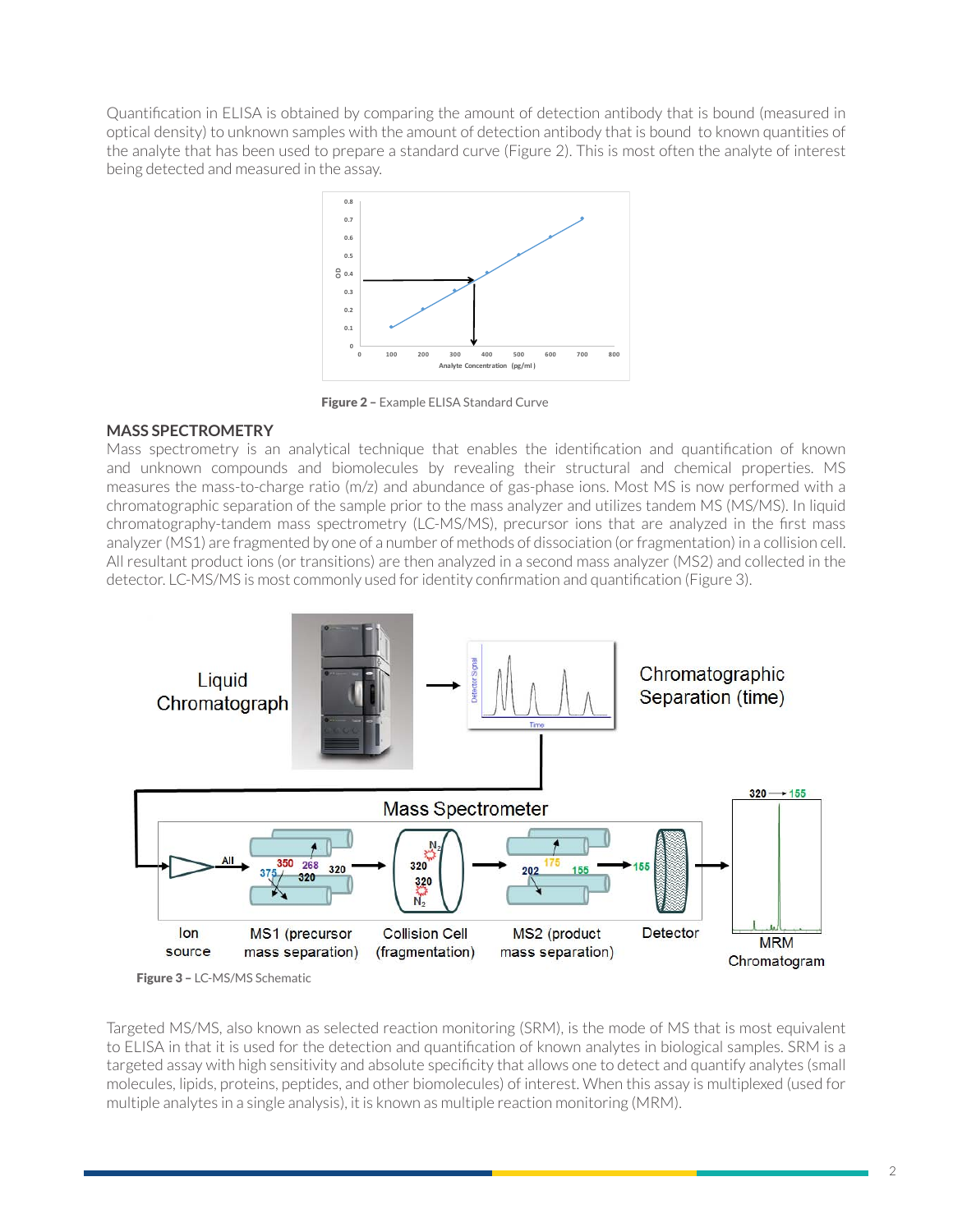Quantification in ELISA is obtained by comparing the amount of detection antibody that is bound (measured in optical density) to unknown samples with the amount of detection antibody that is bound to known quantities of the analyte that has been used to prepare a standard curve (Figure 2). This is most often the analyte of interest being detected and measured in the assay.

**Figure 2 –** Example ELISA Standard Curve

## MASS SPECTROMETRY

Mass spectrometry is an analytical technique that enables the identification and quantification of known and unknown compounds and biomolecules by revealing their structural and chemical properties. MS measures the mass-to-charge ratio (m/z) and abundance of gas-phase ions. Most MS is now performed with a chromatographic separation of the sample prior to the mass analyzer and utilizes tandem MS (MS/MS). In liquid chromatography-tandem mass spectrometry (LC-MS/MS), precursor ions that are analyzed in the first mass analyzer (MS1) are fragmented by one of a number of methods of dissociation (or fragmentation) in a collision cell. All resultant product ions (or transitions) are then analyzed in a second mass analyzer (MS2) and collected in the detector. LC-MS/MS is most commonly used for identity confirmation and quantification (Figure 3).

**Figure 3 –** LC-MS/MS Schematic

Targeted MS/MS, also known as selected reaction monitoring (SRM), is the mode of MS that is most equivalent to ELISA in that it is used for the detection and quantification of known analytes in biological samples. SRM is a targeted assay with high sensitivity and absolute specificity that allows one to detect and quantify analytes (small molecules, lipids, proteins, peptides, and other biomolecules) of interest. When this assay is multiplexed (used for multiple analytes in a single analysis), it is known as multiple reaction monitoring (MRM).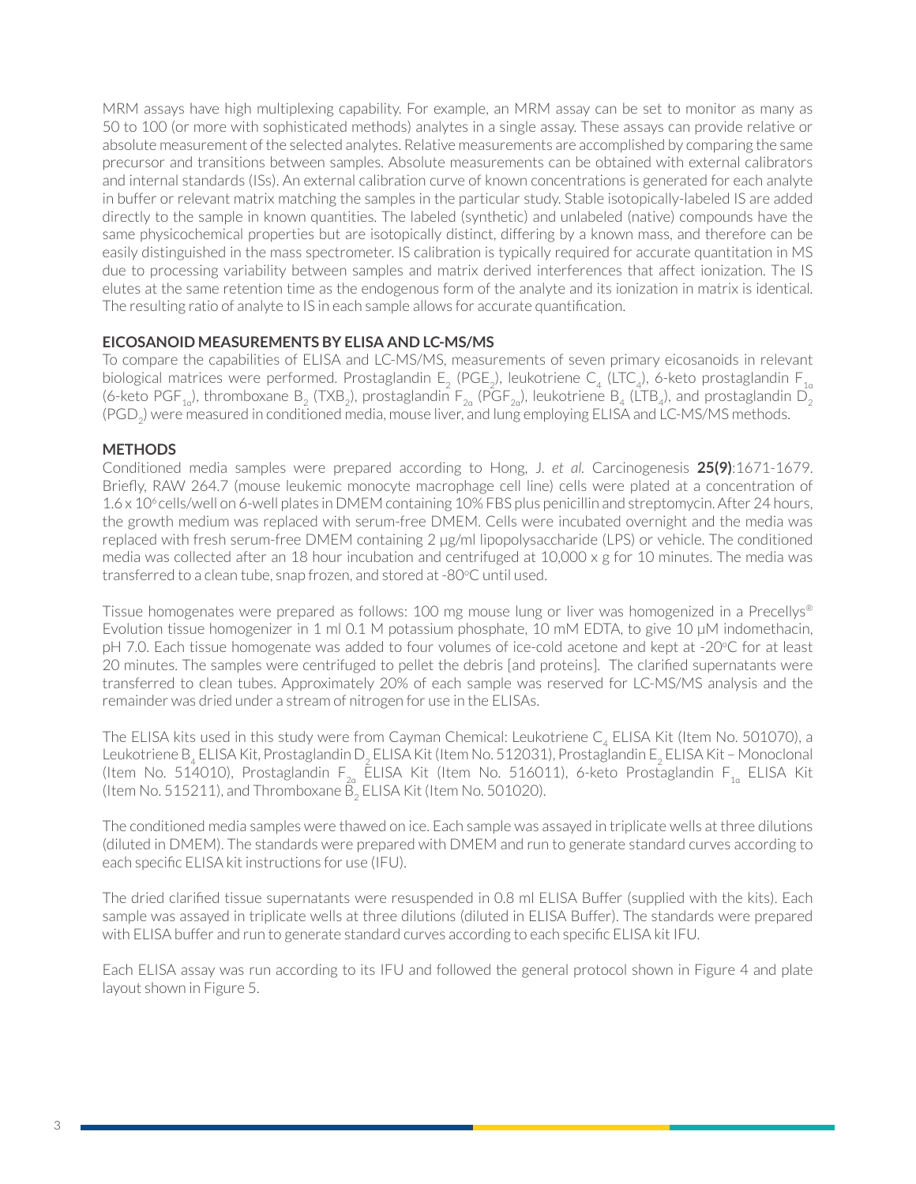MRM assays have high multiplexing capability. For example, an MRM assay can be set to monitor as many as 50 to 100 (or more with sophisticated methods) analytes in a single assay. These assays can provide relative or absolute measurement of the selected analytes. Relative measurements are accomplished by comparing the same precursor and transitions between samples. Absolute measurements can be obtained with external calibrators and internal standards (ISs). An external calibration curve of known concentrations is generated for each analyte in buffer or relevant matrix matching the samples in the particular study. Stable isotopically-labeled IS are added directly to the sample in known quantities. The labeled (synthetic) and unlabeled (native) compounds have the same physicochemical properties but are isotopically distinct, differing by a known mass, and therefore can be easily distinguished in the mass spectrometer. IS calibration is typically required for accurate quantitation in MS due to processing variability between samples and matrix derived interferences that affect ionization. The IS elutes at the same retention time as the endogenous form of the analyte and its ionization in matrix is identical. The resulting ratio of analyte to IS in each sample allows for accurate quantification.

## EICOSANOID MEASUREMENTS BY ELISA AND LC-MS/MS

To compare the capabilities of ELISA and LC-MS/MS, measurements of seven primary eicosanoids in relevant biological matrices were performed. Prostaglandin $E_2$ ($PGE_2$), leukotriene $C_4$ ($LTC_4$), 6-keto prostaglandin $F_{1\alpha}$ (6-keto $PGF_{1\alpha}$), thromboxane $B_2$ ($TXB_2$), prostaglandin $F_{2\alpha}$ ($PGF_{2\alpha}$), leukotriene $B_4$ ($LTB_4$), and prostaglandin $D_2$ ($PGD_2$) were measured in conditioned media, mouse liver, and lung employing ELISA and LC-MS/MS methods.

## METHODS

Conditioned media samples were prepared according to Hong, J. *et al.* Carcinogenesis **25(9)**:1671-1679. Briefly, RAW 264.7 (mouse leukemic monocyte macrophage cell line) cells were plated at a concentration of $1.6 \times 10^6$ cells/well on 6-well plates in DMEM containing 10% FBS plus penicillin and streptomycin. After 24 hours, the growth medium was replaced with serum-free DMEM. Cells were incubated overnight and the media was replaced with fresh serum-free DMEM containing 2 µg/ml lipopolysaccharide (LPS) or vehicle. The conditioned media was collected after an 18 hour incubation and centrifuged at 10,000 x g for 10 minutes. The media was transferred to a clean tube, snap frozen, and stored at -80°C until used.

Tissue homogenates were prepared as follows: 100 mg mouse lung or liver was homogenized in a Precellys® Evolution tissue homogenizer in 1 ml 0.1 M potassium phosphate, 10 mM EDTA, to give 10 µM indomethacin, pH 7.0. Each tissue homogenate was added to four volumes of ice-cold acetone and kept at -20°C for at least 20 minutes. The samples were centrifuged to pellet the debris [and proteins]. The clarified supernatants were transferred to clean tubes. Approximately 20% of each sample was reserved for LC-MS/MS analysis and the remainder was dried under a stream of nitrogen for use in the ELISAs.

The ELISA kits used in this study were from Cayman Chemical: Leukotriene $C_4$ ELISA Kit (Item No. 501070), a Leukotriene $B_4$ ELISA Kit, Prostaglandin $D_2$ ELISA Kit (Item No. 512031), Prostaglandin $E_2$ ELISA Kit – Monoclonal (Item No. 514010), Prostaglandin $F_{2\alpha}$ ELISA Kit (Item No. 516011), 6-keto Prostaglandin $F_{1\alpha}$ ELISA Kit (Item No. 515211), and Thromboxane $B_2$ ELISA Kit (Item No. 501020).

The conditioned media samples were thawed on ice. Each sample was assayed in triplicate wells at three dilutions (diluted in DMEM). The standards were prepared with DMEM and run to generate standard curves according to each specific ELISA kit instructions for use (IFU).

The dried clarified tissue supernatants were resuspended in 0.8 ml ELISA Buffer (supplied with the kits). Each sample was assayed in triplicate wells at three dilutions (diluted in ELISA Buffer). The standards were prepared with ELISA buffer and run to generate standard curves according to each specific ELISA kit IFU.

Each ELISA assay was run according to its IFU and followed the general protocol shown in Figure 4 and plate layout shown in Figure 5.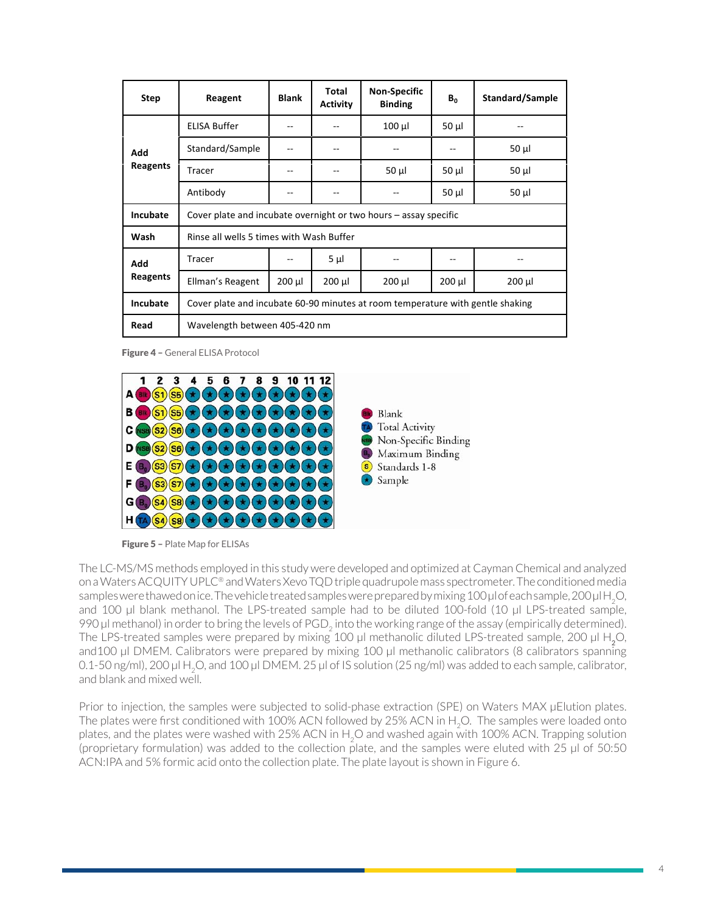| Step | Reagent | Blank | Total Activity | Non-Specific Binding | $B_0$ | Standard/Sample |
|---|---|---|---|---|---|---|
| Add Reagents | ELISA Buffer | -- | -- | 100 µl | 50 µl | -- |
| | Standard/Sample | -- | -- | -- | -- | 50 µl |
| | Tracer | -- | -- | 50 µl | 50 µl | 50 µl |
| | Antibody | -- | -- | -- | 50 µl | 50 µl |
| Incubate | Cover plate and incubate overnight or two hours – assay specific | | | | | |
| Wash | Rinse all wells 5 times with Wash Buffer | | | | | |
| Add Reagents | Tracer | -- | 5 µl | -- | -- | -- |
| | Ellman's Reagent | 200 µl | 200 µl | 200 µl | 200 µl | 200 µl |
| Incubate | Cover plate and incubate 60-90 minutes at room temperature with gentle shaking | | | | | |
| Read | Wavelength between 405-420 nm | | | | | |

**Figure 4 –** General ELISA Protocol

| | 1 | 2 | 3 | 4 | 5 | 6 | 7 | 8 | 9 | 10 | 11 | 12 |
|---|---|---|---|---|---|---|---|---|---|---|---|---|
| A | Blk | S1 | S5 | ★ | ★ | ★ | ★ | ★ | ★ | ★ | ★ | ★ |
| B | Blk | S1 | S5 | ★ | ★ | ★ | ★ | ★ | ★ | ★ | ★ | ★ |
| C | NSB | S2 | S6 | ★ | ★ | ★ | ★ | ★ | ★ | ★ | ★ | ★ |
| D | NSB | S2 | S6 | ★ | ★ | ★ | ★ | ★ | ★ | ★ | ★ | ★ |
| E | $B_0$ | S3 | S7 | ★ | ★ | ★ | ★ | ★ | ★ | ★ | ★ | ★ |
| F | $B_0$ | S3 | S7 | ★ | ★ | ★ | ★ | ★ | ★ | ★ | ★ | ★ |
| G | $B_0$ | S4 | S8 | ★ | ★ | ★ | ★ | ★ | ★ | ★ | ★ | ★ |
| H | TA | S4 | S8 | ★ | ★ | ★ | ★ | ★ | ★ | ★ | ★ | ★ |

- Blk: Blank
- TA: Total Activity
- NSB: Non-Specific Binding
- $B_0$: Maximum Binding
- S: Standards 1-8
- ★: Sample

**Figure 5 –** Plate Map for ELISAs

The LC-MS/MS methods employed in this study were developed and optimized at Cayman Chemical and analyzed on a Waters ACQUITY UPLC® and Waters Xevo TQD triple quadrupole mass spectrometer. The conditioned media samples were thawed on ice. The vehicle treated samples were prepared by mixing 100 µl of each sample, 200 µl $H_2O$, and 100 µl blank methanol. The LPS-treated sample had to be diluted 100-fold (10 µl LPS-treated sample, 990 µl methanol) in order to bring the levels of $PGD_2$ into the working range of the assay (empirically determined). The LPS-treated samples were prepared by mixing 100 µl methanolic diluted LPS-treated sample, 200 µl $H_2O$, and 100 µl DMEM. Calibrators were prepared by mixing 100 µl methanolic calibrators (8 calibrators spanning 0.1-50 ng/ml), 200 µl $H_2O$, and 100 µl DMEM. 25 µl of IS solution (25 ng/ml) was added to each sample, calibrator, and blank and mixed well.

Prior to injection, the samples were subjected to solid-phase extraction (SPE) on Waters MAX µElution plates. The plates were first conditioned with 100% ACN followed by 25% ACN in $H_2O$. The samples were loaded onto plates, and the plates were washed with 25% ACN in $H_2O$ and washed again with 100% ACN. Trapping solution (proprietary formulation) was added to the collection plate, and the samples were eluted with 25 µl of 50:50 ACN:IPA and 5% formic acid onto the collection plate. The plate layout is shown in Figure 6.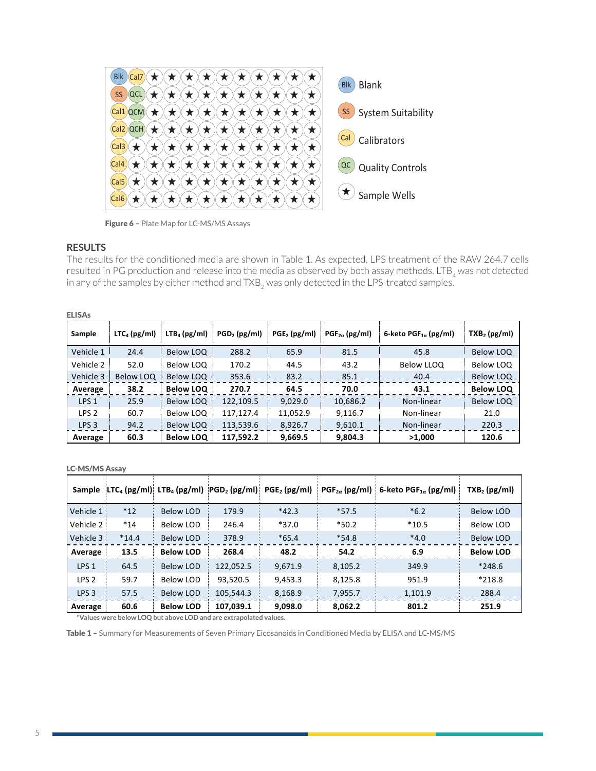Figure 6 – Plate Map for LC-MS/MS Assays

## RESULTS

The results for the conditioned media are shown in Table 1. As expected, LPS treatment of the RAW 264.7 cells resulted in PG production and release into the media as observed by both assay methods. $LTB_4$ was not detected in any of the samples by either method and $TXB_2$ was only detected in the LPS-treated samples.

**ELISAs**

| Sample | $LTC_4$ (pg/ml) | $LTB_4$ (pg/ml) | $PGD_2$ (pg/ml) | $PGE_2$ (pg/ml) | $PGF_{2\alpha}$ (pg/ml) | 6-keto $PGF_{1\alpha}$ (pg/ml) | $TXB_2$ (pg/ml) |
|---|---|---|---|---|---|---|---|
| Vehicle 1 | 24.4 | Below LOQ | 288.2 | 65.9 | 81.5 | 45.8 | Below LOQ |
| Vehicle 2 | 52.0 | Below LOQ | 170.2 | 44.5 | 43.2 | Below LLOQ | Below LOQ |
| Vehicle 3 | Below LOQ | Below LOQ | 353.6 | 83.2 | 85.1 | 40.4 | Below LOQ |
| **Average** | **38.2** | **Below LOQ** | **270.7** | **64.5** | **70.0** | **43.1** | **Below LOQ** |
| LPS 1 | 25.9 | Below LOQ | 122,109.5 | 9,029.0 | 10,686.2 | Non-linear | Below LOQ |
| LPS 2 | 60.7 | Below LOQ | 117,127.4 | 11,052.9 | 9,116.7 | Non-linear | 21.0 |
| LPS 3 | 94.2 | Below LOQ | 113,539.6 | 8,926.7 | 9,610.1 | Non-linear | 220.3 |
| **Average** | **60.3** | **Below LOQ** | **117,592.2** | **9,669.5** | **9,804.3** | **>1,000** | **120.6** |

**LC-MS/MS Assay**

| Sample | $LTC_4$ (pg/ml) | $LTB_4$ (pg/ml) | $PGD_2$ (pg/ml) | $PGE_2$ (pg/ml) | $PGF_{2\alpha}$ (pg/ml) | 6-keto $PGF_{1\alpha}$ (pg/ml) | $TXB_2$ (pg/ml) |
|---|---|---|---|---|---|---|---|
| Vehicle 1 | *12 | Below LOD | 179.9 | *42.3 | *57.5 | *6.2 | Below LOD |
| Vehicle 2 | *14 | Below LOD | 246.4 | *37.0 | *50.2 | *10.5 | Below LOD |
| Vehicle 3 | *14.4 | Below LOD | 378.9 | *65.4 | *54.8 | *4.0 | Below LOD |
| **Average** | **13.5** | **Below LOD** | **268.4** | **48.2** | **54.2** | **6.9** | **Below LOD** |
| LPS 1 | 64.5 | Below LOD | 122,052.5 | 9,671.9 | 8,105.2 | 349.9 | *248.6 |
| LPS 2 | 59.7 | Below LOD | 93,520.5 | 9,453.3 | 8,125.8 | 951.9 | *218.8 |
| LPS 3 | 57.5 | Below LOD | 105,544.3 | 8,168.9 | 7,955.7 | 1,101.9 | 288.4 |
| **Average** | **60.6** | **Below LOD** | **107,039.1** | **9,098.0** | **8,062.2** | **801.2** | **251.9** |

*Values were below LOQ but above LOD and are extrapolated values.

**Table 1 –** Summary for Measurements of Seven Primary Eicosanoids in Conditioned Media by ELISA and LC-MS/MS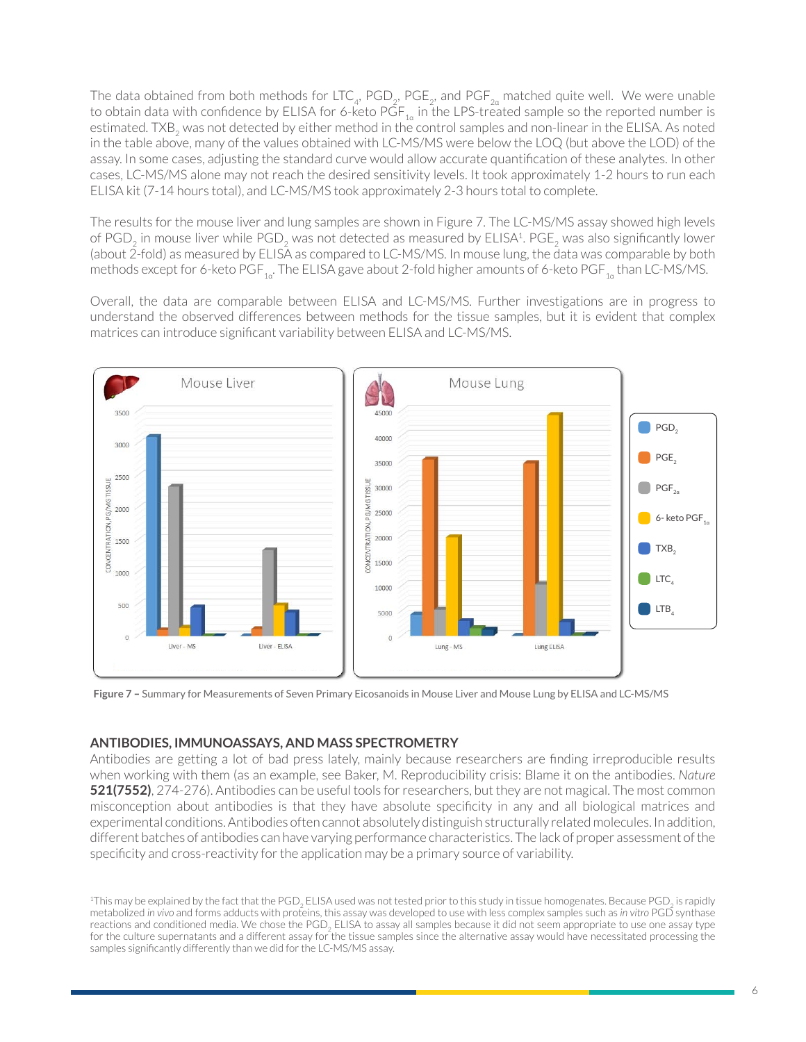The data obtained from both methods for $LTC_4$, $PGD_2$, $PGE_2$, and $PGF_{2\alpha}$ matched quite well. We were unable to obtain data with confidence by ELISA for 6-keto $PGF_{1\alpha}$ in the LPS-treated sample so the reported number is estimated. $TXB_2$ was not detected by either method in the control samples and non-linear in the ELISA. As noted in the table above, many of the values obtained with LC-MS/MS were below the LOQ (but above the LOD) of the assay. In some cases, adjusting the standard curve would allow accurate quantification of these analytes. In other cases, LC-MS/MS alone may not reach the desired sensitivity levels. It took approximately 1-2 hours to run each ELISA kit (7-14 hours total), and LC-MS/MS took approximately 2-3 hours total to complete.

The results for the mouse liver and lung samples are shown in Figure 7. The LC-MS/MS assay showed high levels of $PGD_2$ in mouse liver while $PGD_2$ was not detected as measured by ELISA[1]. $PGE_2$ was also significantly lower (about 2-fold) as measured by ELISA as compared to LC-MS/MS. In mouse lung, the data was comparable by both methods except for 6-keto $PGF_{1\alpha}$. The ELISA gave about 2-fold higher amounts of 6-keto $PGF_{1\alpha}$ than LC-MS/MS.

Overall, the data are comparable between ELISA and LC-MS/MS. Further investigations are in progress to understand the observed differences between methods for the tissue samples, but it is evident that complex matrices can introduce significant variability between ELISA and LC-MS/MS.

**Figure 7 –** Summary for Measurements of Seven Primary Eicosanoids in Mouse Liver and Mouse Lung by ELISA and LC-MS/MS

## ANTIBODIES, IMMUNOASSAYS, AND MASS SPECTROMETRY

Antibodies are getting a lot of bad press lately, mainly because researchers are finding irreproducible results when working with them (as an example, see Baker, M. Reproducibility crisis: Blame it on the antibodies. *Nature* **521(7552)**, 274-276). Antibodies can be useful tools for researchers, but they are not magical. The most common misconception about antibodies is that they have absolute specificity in any and all biological matrices and experimental conditions. Antibodies often cannot absolutely distinguish structurally related molecules. In addition, different batches of antibodies can have varying performance characteristics. The lack of proper assessment of the specificity and cross-reactivity for the application may be a primary source of variability.

[1]This may be explained by the fact that the $PGD_2$ ELISA used was not tested prior to this study in tissue homogenates. Because $PGD_2$ is rapidly metabolized *in vivo* and forms adducts with proteins, this assay was developed to use with less complex samples such as *in vitro* PGD synthase reactions and conditioned media. We chose the $PGD_2$ ELISA to assay all samples because it did not seem appropriate to use one assay type for the culture supernatants and a different assay for the tissue samples since the alternative assay would have necessitated processing the samples significantly differently than we did for the LC-MS/MS assay.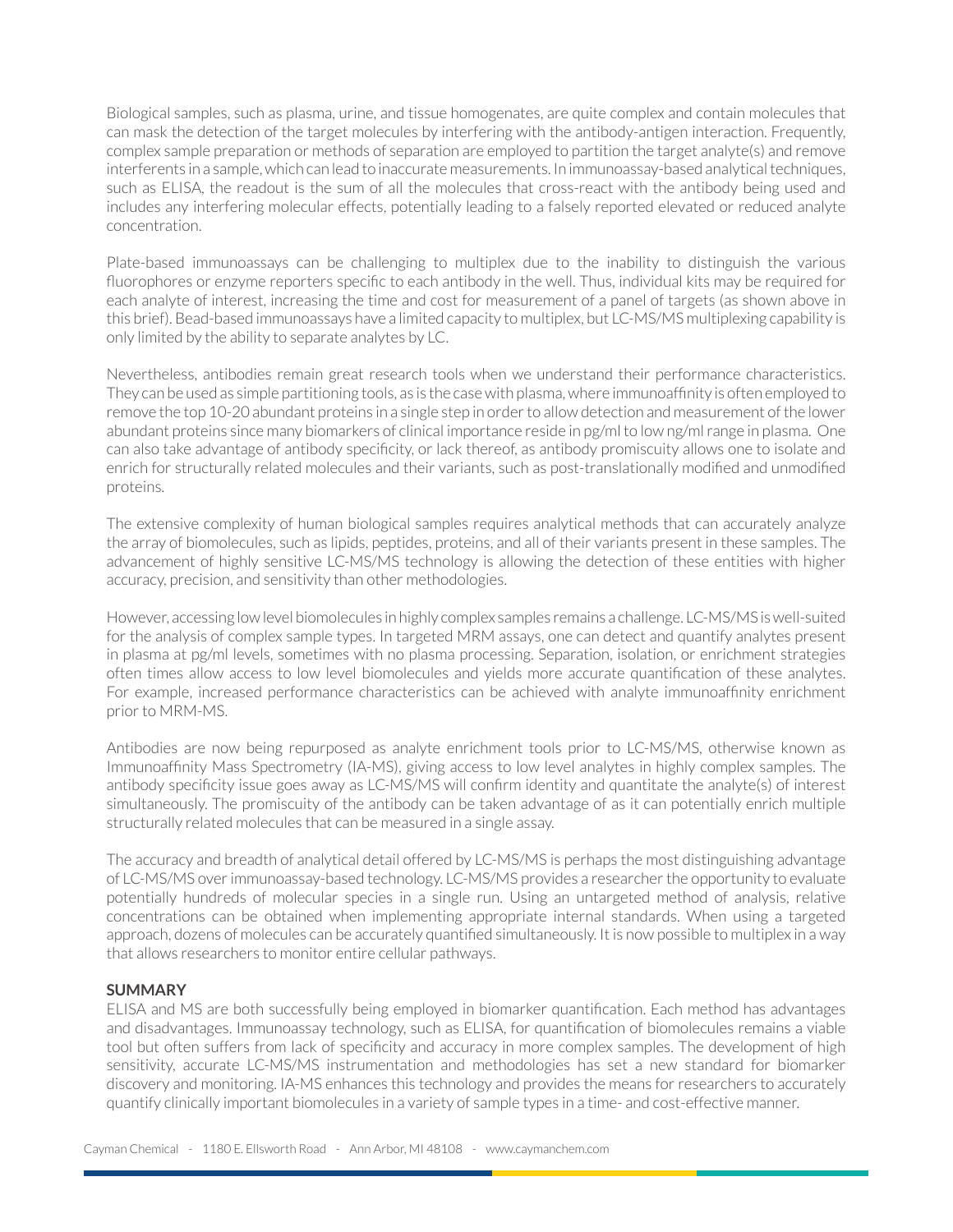Biological samples, such as plasma, urine, and tissue homogenates, are quite complex and contain molecules that can mask the detection of the target molecules by interfering with the antibody-antigen interaction. Frequently, complex sample preparation or methods of separation are employed to partition the target analyte(s) and remove interferents in a sample, which can lead to inaccurate measurements. In immunoassay-based analytical techniques, such as ELISA, the readout is the sum of all the molecules that cross-react with the antibody being used and includes any interfering molecular effects, potentially leading to a falsely reported elevated or reduced analyte concentration.

Plate-based immunoassays can be challenging to multiplex due to the inability to distinguish the various fluorophores or enzyme reporters specific to each antibody in the well. Thus, individual kits may be required for each analyte of interest, increasing the time and cost for measurement of a panel of targets (as shown above in this brief). Bead-based immunoassays have a limited capacity to multiplex, but LC-MS/MS multiplexing capability is only limited by the ability to separate analytes by LC.

Nevertheless, antibodies remain great research tools when we understand their performance characteristics. They can be used as simple partitioning tools, as is the case with plasma, where immunoaffinity is often employed to remove the top 10-20 abundant proteins in a single step in order to allow detection and measurement of the lower abundant proteins since many biomarkers of clinical importance reside in pg/ml to low ng/ml range in plasma. One can also take advantage of antibody specificity, or lack thereof, as antibody promiscuity allows one to isolate and enrich for structurally related molecules and their variants, such as post-translationally modified and unmodified proteins.

The extensive complexity of human biological samples requires analytical methods that can accurately analyze the array of biomolecules, such as lipids, peptides, proteins, and all of their variants present in these samples. The advancement of highly sensitive LC-MS/MS technology is allowing the detection of these entities with higher accuracy, precision, and sensitivity than other methodologies.

However, accessing low level biomolecules in highly complex samples remains a challenge. LC-MS/MS is well-suited for the analysis of complex sample types. In targeted MRM assays, one can detect and quantify analytes present in plasma at pg/ml levels, sometimes with no plasma processing. Separation, isolation, or enrichment strategies often times allow access to low level biomolecules and yields more accurate quantification of these analytes. For example, increased performance characteristics can be achieved with analyte immunoaffinity enrichment prior to MRM-MS.

Antibodies are now being repurposed as analyte enrichment tools prior to LC-MS/MS, otherwise known as Immunoaffinity Mass Spectrometry (IA-MS), giving access to low level analytes in highly complex samples. The antibody specificity issue goes away as LC-MS/MS will confirm identity and quantitate the analyte(s) of interest simultaneously. The promiscuity of the antibody can be taken advantage of as it can potentially enrich multiple structurally related molecules that can be measured in a single assay.

The accuracy and breadth of analytical detail offered by LC-MS/MS is perhaps the most distinguishing advantage of LC-MS/MS over immunoassay-based technology. LC-MS/MS provides a researcher the opportunity to evaluate potentially hundreds of molecular species in a single run. Using an untargeted method of analysis, relative concentrations can be obtained when implementing appropriate internal standards. When using a targeted approach, dozens of molecules can be accurately quantified simultaneously. It is now possible to multiplex in a way that allows researchers to monitor entire cellular pathways.

**SUMMARY**

ELISA and MS are both successfully being employed in biomarker quantification. Each method has advantages and disadvantages. Immunoassay technology, such as ELISA, for quantification of biomolecules remains a viable tool but often suffers from lack of specificity and accuracy in more complex samples. The development of high sensitivity, accurate LC-MS/MS instrumentation and methodologies has set a new standard for biomarker discovery and monitoring. IA-MS enhances this technology and provides the means for researchers to accurately quantify clinically important biomolecules in a variety of sample types in a time- and cost-effective manner.